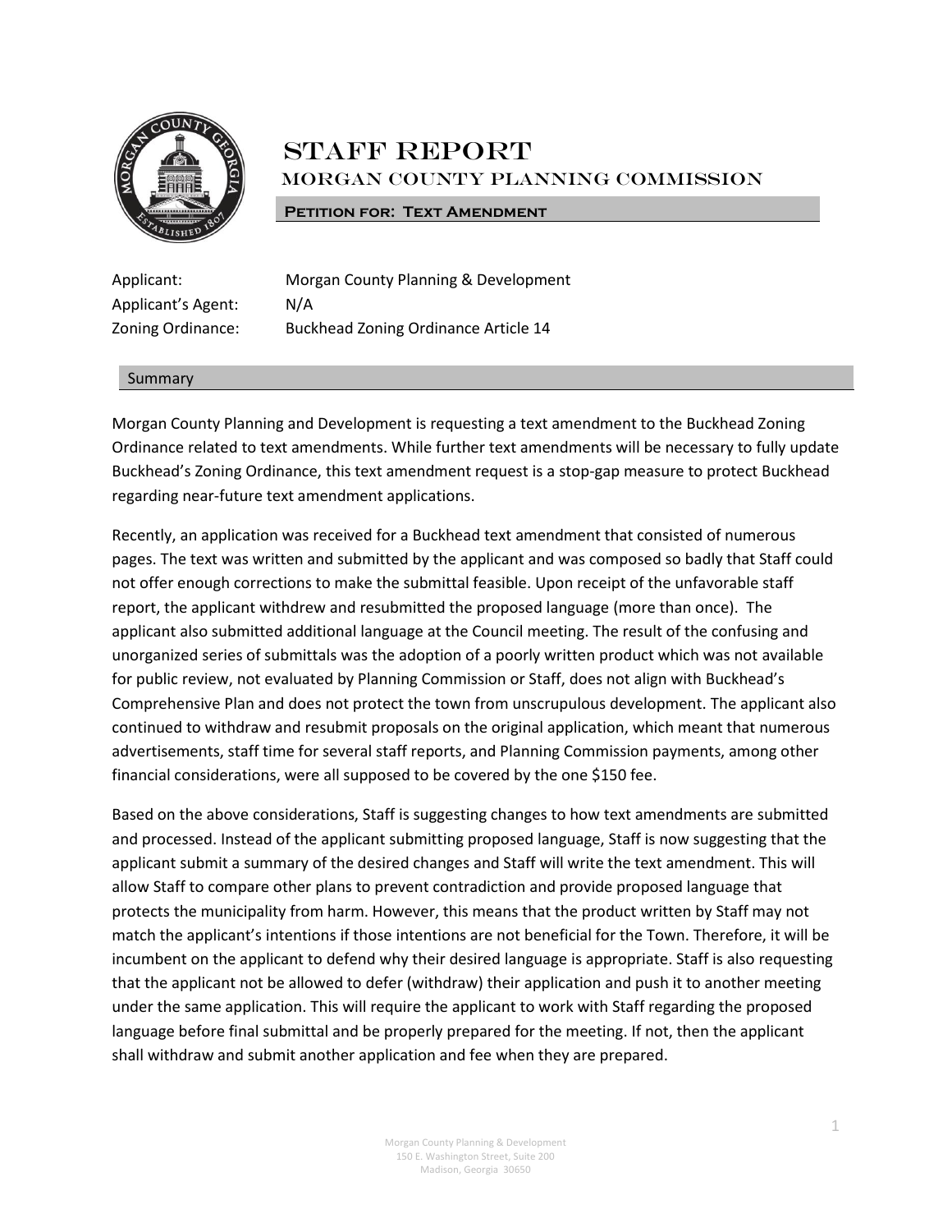# STAFF REPORT

## MORGAN COUNTY PLANNING COMMISSION

**Petition for: Text Amendment**

Applicant: Morgan County Planning & Development
Applicant's Agent: N/A
Zoning Ordinance: Buckhead Zoning Ordinance Article 14

## Summary

Morgan County Planning and Development is requesting a text amendment to the Buckhead Zoning Ordinance related to text amendments. While further text amendments will be necessary to fully update Buckhead's Zoning Ordinance, this text amendment request is a stop-gap measure to protect Buckhead regarding near-future text amendment applications.

Recently, an application was received for a Buckhead text amendment that consisted of numerous pages. The text was written and submitted by the applicant and was composed so badly that Staff could not offer enough corrections to make the submittal feasible. Upon receipt of the unfavorable staff report, the applicant withdrew and resubmitted the proposed language (more than once). The applicant also submitted additional language at the Council meeting. The result of the confusing and unorganized series of submittals was the adoption of a poorly written product which was not available for public review, not evaluated by Planning Commission or Staff, does not align with Buckhead's Comprehensive Plan and does not protect the town from unscrupulous development. The applicant also continued to withdraw and resubmit proposals on the original application, which meant that numerous advertisements, staff time for several staff reports, and Planning Commission payments, among other financial considerations, were all supposed to be covered by the one $150 fee.

Based on the above considerations, Staff is suggesting changes to how text amendments are submitted and processed. Instead of the applicant submitting proposed language, Staff is now suggesting that the applicant submit a summary of the desired changes and Staff will write the text amendment. This will allow Staff to compare other plans to prevent contradiction and provide proposed language that protects the municipality from harm. However, this means that the product written by Staff may not match the applicant's intentions if those intentions are not beneficial for the Town. Therefore, it will be incumbent on the applicant to defend why their desired language is appropriate. Staff is also requesting that the applicant not be allowed to defer (withdraw) their application and push it to another meeting under the same application. This will require the applicant to work with Staff regarding the proposed language before final submittal and be properly prepared for the meeting. If not, then the applicant shall withdraw and submit another application and fee when they are prepared.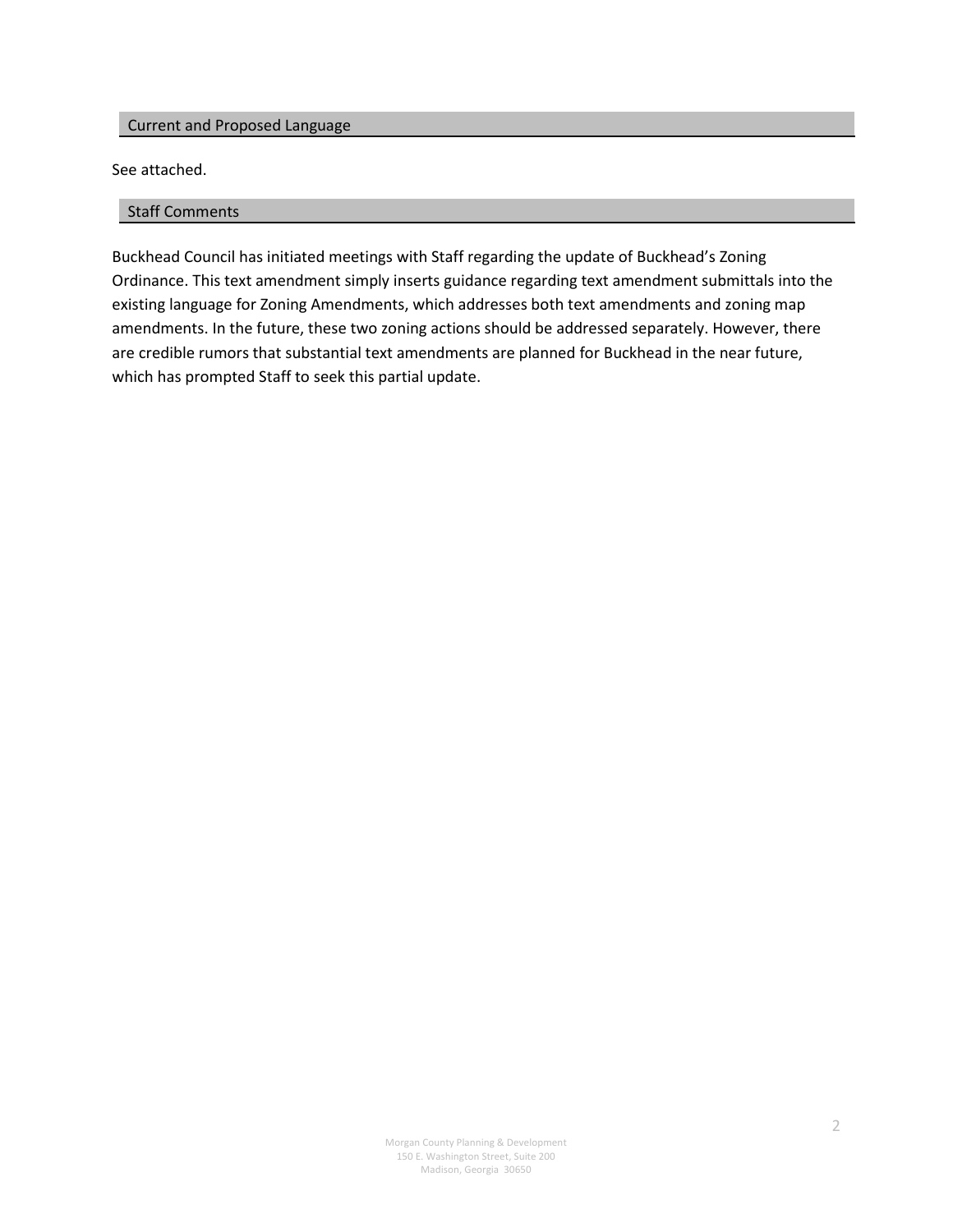## Current and Proposed Language

See attached.

## Staff Comments

Buckhead Council has initiated meetings with Staff regarding the update of Buckhead's Zoning Ordinance. This text amendment simply inserts guidance regarding text amendment submittals into the existing language for Zoning Amendments, which addresses both text amendments and zoning map amendments. In the future, these two zoning actions should be addressed separately. However, there are credible rumors that substantial text amendments are planned for Buckhead in the near future, which has prompted Staff to seek this partial update.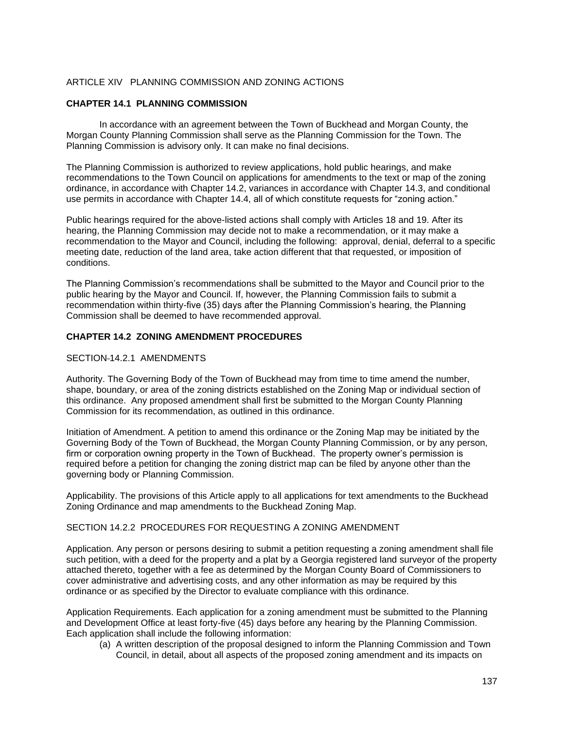ARTICLE XIV PLANNING COMMISSION AND ZONING ACTIONS

## CHAPTER 14.1 PLANNING COMMISSION

In accordance with an agreement between the Town of Buckhead and Morgan County, the Morgan County Planning Commission shall serve as the Planning Commission for the Town. The Planning Commission is advisory only. It can make no final decisions.

The Planning Commission is authorized to review applications, hold public hearings, and make recommendations to the Town Council on applications for amendments to the text or map of the zoning ordinance, in accordance with Chapter 14.2, variances in accordance with Chapter 14.3, and conditional use permits in accordance with Chapter 14.4, all of which constitute requests for "zoning action."

Public hearings required for the above-listed actions shall comply with Articles 18 and 19. After its hearing, the Planning Commission may decide not to make a recommendation, or it may make a recommendation to the Mayor and Council, including the following: approval, denial, deferral to a specific meeting date, reduction of the land area, take action different that that requested, or imposition of conditions.

The Planning Commission's recommendations shall be submitted to the Mayor and Council prior to the public hearing by the Mayor and Council. If, however, the Planning Commission fails to submit a recommendation within thirty-five (35) days after the Planning Commission's hearing, the Planning Commission shall be deemed to have recommended approval.

## CHAPTER 14.2 ZONING AMENDMENT PROCEDURES

SECTION 14.2.1 AMENDMENTS

Authority. The Governing Body of the Town of Buckhead may from time to time amend the number, shape, boundary, or area of the zoning districts established on the Zoning Map or individual section of this ordinance. Any proposed amendment shall first be submitted to the Morgan County Planning Commission for its recommendation, as outlined in this ordinance.

Initiation of Amendment. A petition to amend this ordinance or the Zoning Map may be initiated by the Governing Body of the Town of Buckhead, the Morgan County Planning Commission, or by any person, firm or corporation owning property in the Town of Buckhead. The property owner's permission is required before a petition for changing the zoning district map can be filed by anyone other than the governing body or Planning Commission.

Applicability. The provisions of this Article apply to all applications for text amendments to the Buckhead Zoning Ordinance and map amendments to the Buckhead Zoning Map.

SECTION 14.2.2 PROCEDURES FOR REQUESTING A ZONING AMENDMENT

Application. Any person or persons desiring to submit a petition requesting a zoning amendment shall file such petition, with a deed for the property and a plat by a Georgia registered land surveyor of the property attached thereto, together with a fee as determined by the Morgan County Board of Commissioners to cover administrative and advertising costs, and any other information as may be required by this ordinance or as specified by the Director to evaluate compliance with this ordinance.

Application Requirements. Each application for a zoning amendment must be submitted to the Planning and Development Office at least forty-five (45) days before any hearing by the Planning Commission. Each application shall include the following information:

(a) A written description of the proposal designed to inform the Planning Commission and Town Council, in detail, about all aspects of the proposed zoning amendment and its impacts on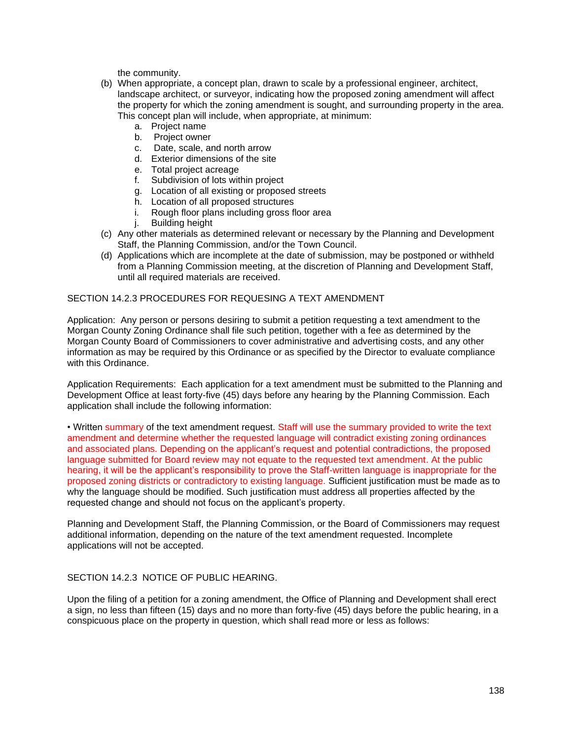the community.

(b) When appropriate, a concept plan, drawn to scale by a professional engineer, architect, landscape architect, or surveyor, indicating how the proposed zoning amendment will affect the property for which the zoning amendment is sought, and surrounding property in the area. This concept plan will include, when appropriate, at minimum:
   a. Project name
   b. Project owner
   c. Date, scale, and north arrow
   d. Exterior dimensions of the site
   e. Total project acreage
   f. Subdivision of lots within project
   g. Location of all existing or proposed streets
   h. Location of all proposed structures
   i. Rough floor plans including gross floor area
   j. Building height

(c) Any other materials as determined relevant or necessary by the Planning and Development Staff, the Planning Commission, and/or the Town Council.

(d) Applications which are incomplete at the date of submission, may be postponed or withheld from a Planning Commission meeting, at the discretion of Planning and Development Staff, until all required materials are received.

SECTION 14.2.3 PROCEDURES FOR REQUESING A TEXT AMENDMENT

Application: Any person or persons desiring to submit a petition requesting a text amendment to the Morgan County Zoning Ordinance shall file such petition, together with a fee as determined by the Morgan County Board of Commissioners to cover administrative and advertising costs, and any other information as may be required by this Ordinance or as specified by the Director to evaluate compliance with this Ordinance.

Application Requirements: Each application for a text amendment must be submitted to the Planning and Development Office at least forty-five (45) days before any hearing by the Planning Commission. Each application shall include the following information:

• Written summary of the text amendment request. Staff will use the summary provided to write the text amendment and determine whether the requested language will contradict existing zoning ordinances and associated plans. Depending on the applicant's request and potential contradictions, the proposed language submitted for Board review may not equate to the requested text amendment. At the public hearing, it will be the applicant's responsibility to prove the Staff-written language is inappropriate for the proposed zoning districts or contradictory to existing language. Sufficient justification must be made as to why the language should be modified. Such justification must address all properties affected by the requested change and should not focus on the applicant's property.

Planning and Development Staff, the Planning Commission, or the Board of Commissioners may request additional information, depending on the nature of the text amendment requested. Incomplete applications will not be accepted.

SECTION 14.2.3 NOTICE OF PUBLIC HEARING.

Upon the filing of a petition for a zoning amendment, the Office of Planning and Development shall erect a sign, no less than fifteen (15) days and no more than forty-five (45) days before the public hearing, in a conspicuous place on the property in question, which shall read more or less as follows: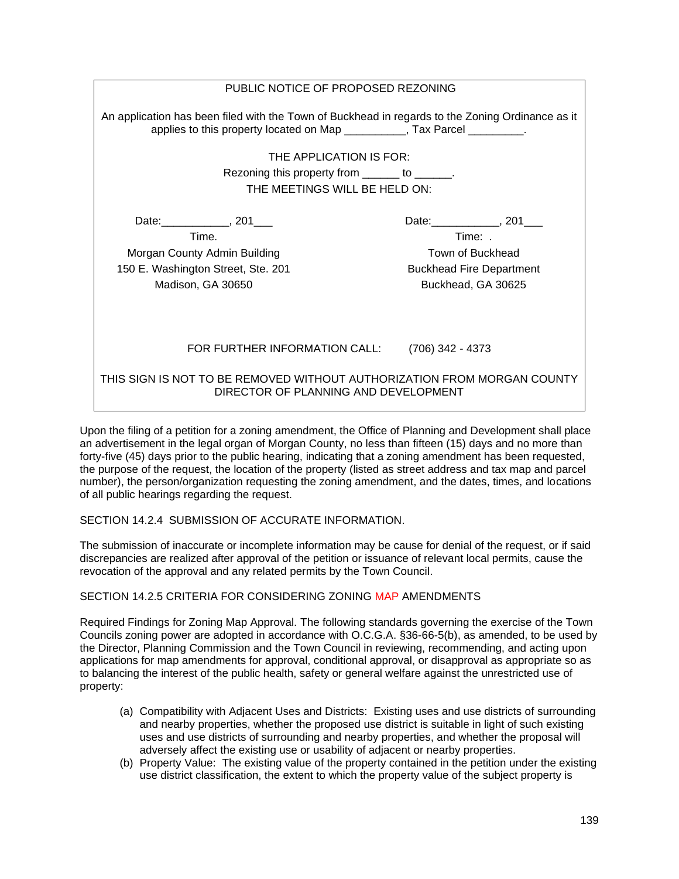PUBLIC NOTICE OF PROPOSED REZONING

An application has been filed with the Town of Buckhead in regards to the Zoning Ordinance as it applies to this property located on Map __________, Tax Parcel _________.

THE APPLICATION IS FOR:

Rezoning this property from ______ to ______.

THE MEETINGS WILL BE HELD ON:

Date:___________, 201___
Time.
Morgan County Admin Building
150 E. Washington Street, Ste. 201
Madison, GA 30650

Date:___________, 201___
Time: .
Town of Buckhead
Buckhead Fire Department
Buckhead, GA 30625

FOR FURTHER INFORMATION CALL: (706) 342 - 4373

THIS SIGN IS NOT TO BE REMOVED WITHOUT AUTHORIZATION FROM MORGAN COUNTY DIRECTOR OF PLANNING AND DEVELOPMENT

Upon the filing of a petition for a zoning amendment, the Office of Planning and Development shall place an advertisement in the legal organ of Morgan County, no less than fifteen (15) days and no more than forty-five (45) days prior to the public hearing, indicating that a zoning amendment has been requested, the purpose of the request, the location of the property (listed as street address and tax map and parcel number), the person/organization requesting the zoning amendment, and the dates, times, and locations of all public hearings regarding the request.

SECTION 14.2.4 SUBMISSION OF ACCURATE INFORMATION.

The submission of inaccurate or incomplete information may be cause for denial of the request, or if said discrepancies are realized after approval of the petition or issuance of relevant local permits, cause the revocation of the approval and any related permits by the Town Council.

SECTION 14.2.5 CRITERIA FOR CONSIDERING ZONING MAP AMENDMENTS

Required Findings for Zoning Map Approval. The following standards governing the exercise of the Town Councils zoning power are adopted in accordance with O.C.G.A. §36-66-5(b), as amended, to be used by the Director, Planning Commission and the Town Council in reviewing, recommending, and acting upon applications for map amendments for approval, conditional approval, or disapproval as appropriate so as to balancing the interest of the public health, safety or general welfare against the unrestricted use of property:

(a) Compatibility with Adjacent Uses and Districts: Existing uses and use districts of surrounding and nearby properties, whether the proposed use district is suitable in light of such existing uses and use districts of surrounding and nearby properties, and whether the proposal will adversely affect the existing use or usability of adjacent or nearby properties.
(b) Property Value: The existing value of the property contained in the petition under the existing use district classification, the extent to which the property value of the subject property is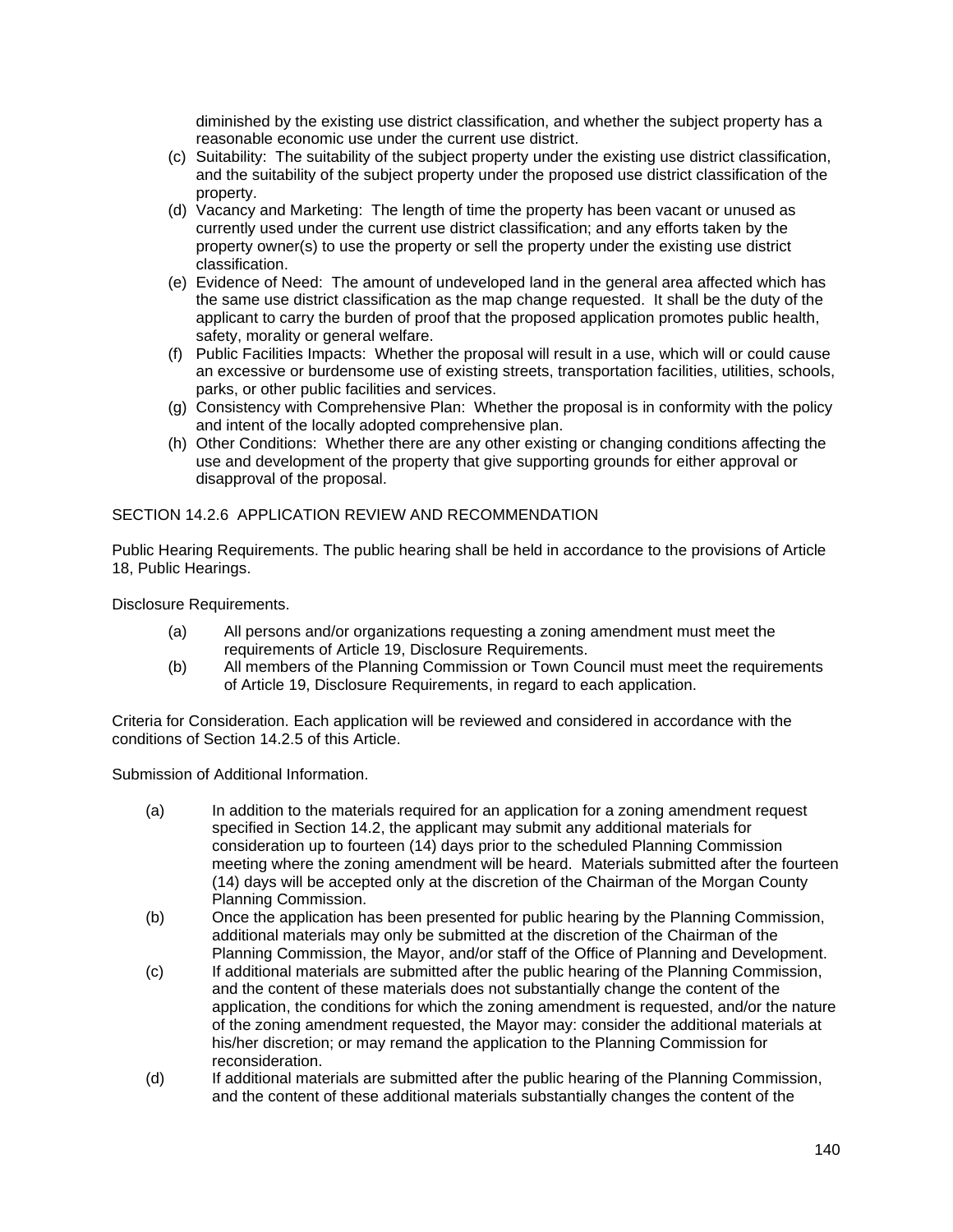diminished by the existing use district classification, and whether the subject property has a reasonable economic use under the current use district.

(c) Suitability: The suitability of the subject property under the existing use district classification, and the suitability of the subject property under the proposed use district classification of the property.
(d) Vacancy and Marketing: The length of time the property has been vacant or unused as currently used under the current use district classification; and any efforts taken by the property owner(s) to use the property or sell the property under the existing use district classification.
(e) Evidence of Need: The amount of undeveloped land in the general area affected which has the same use district classification as the map change requested. It shall be the duty of the applicant to carry the burden of proof that the proposed application promotes public health, safety, morality or general welfare.
(f) Public Facilities Impacts: Whether the proposal will result in a use, which will or could cause an excessive or burdensome use of existing streets, transportation facilities, utilities, schools, parks, or other public facilities and services.
(g) Consistency with Comprehensive Plan: Whether the proposal is in conformity with the policy and intent of the locally adopted comprehensive plan.
(h) Other Conditions: Whether there are any other existing or changing conditions affecting the use and development of the property that give supporting grounds for either approval or disapproval of the proposal.

## SECTION 14.2.6 APPLICATION REVIEW AND RECOMMENDATION

Public Hearing Requirements. The public hearing shall be held in accordance to the provisions of Article 18, Public Hearings.

Disclosure Requirements.

(a) All persons and/or organizations requesting a zoning amendment must meet the requirements of Article 19, Disclosure Requirements.
(b) All members of the Planning Commission or Town Council must meet the requirements of Article 19, Disclosure Requirements, in regard to each application.

Criteria for Consideration. Each application will be reviewed and considered in accordance with the conditions of Section 14.2.5 of this Article.

Submission of Additional Information.

(a) In addition to the materials required for an application for a zoning amendment request specified in Section 14.2, the applicant may submit any additional materials for consideration up to fourteen (14) days prior to the scheduled Planning Commission meeting where the zoning amendment will be heard. Materials submitted after the fourteen (14) days will be accepted only at the discretion of the Chairman of the Morgan County Planning Commission.
(b) Once the application has been presented for public hearing by the Planning Commission, additional materials may only be submitted at the discretion of the Chairman of the Planning Commission, the Mayor, and/or staff of the Office of Planning and Development.
(c) If additional materials are submitted after the public hearing of the Planning Commission, and the content of these materials does not substantially change the content of the application, the conditions for which the zoning amendment is requested, and/or the nature of the zoning amendment requested, the Mayor may: consider the additional materials at his/her discretion; or may remand the application to the Planning Commission for reconsideration.
(d) If additional materials are submitted after the public hearing of the Planning Commission, and the content of these additional materials substantially changes the content of the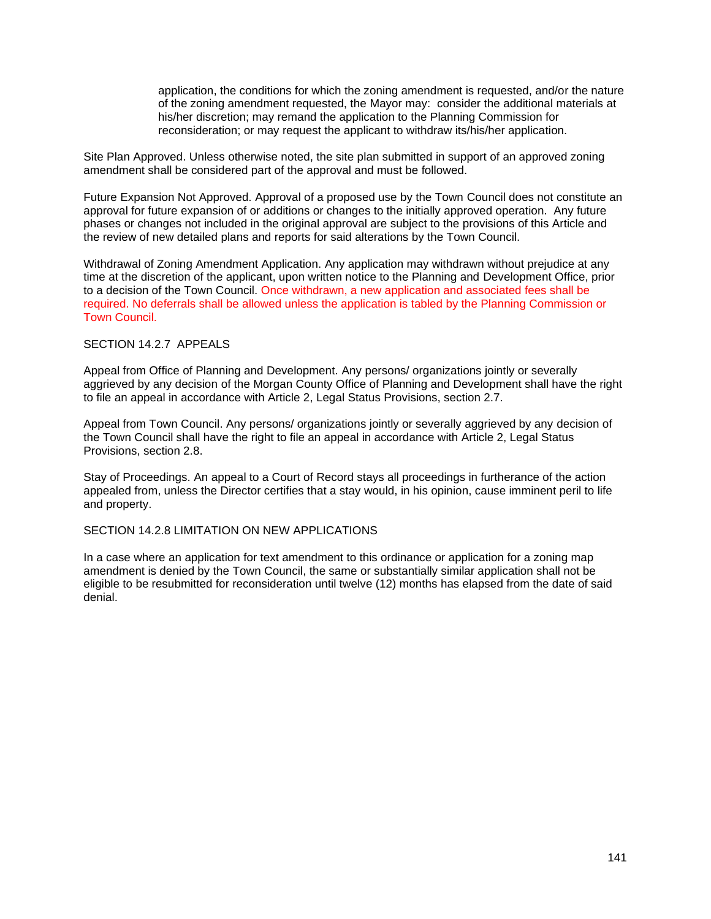application, the conditions for which the zoning amendment is requested, and/or the nature of the zoning amendment requested, the Mayor may: consider the additional materials at his/her discretion; may remand the application to the Planning Commission for reconsideration; or may request the applicant to withdraw its/his/her application.

Site Plan Approved. Unless otherwise noted, the site plan submitted in support of an approved zoning amendment shall be considered part of the approval and must be followed.

Future Expansion Not Approved. Approval of a proposed use by the Town Council does not constitute an approval for future expansion of or additions or changes to the initially approved operation. Any future phases or changes not included in the original approval are subject to the provisions of this Article and the review of new detailed plans and reports for said alterations by the Town Council.

Withdrawal of Zoning Amendment Application. Any application may withdrawn without prejudice at any time at the discretion of the applicant, upon written notice to the Planning and Development Office, prior to a decision of the Town Council. Once withdrawn, a new application and associated fees shall be required. No deferrals shall be allowed unless the application is tabled by the Planning Commission or Town Council.

SECTION 14.2.7 APPEALS

Appeal from Office of Planning and Development. Any persons/ organizations jointly or severally aggrieved by any decision of the Morgan County Office of Planning and Development shall have the right to file an appeal in accordance with Article 2, Legal Status Provisions, section 2.7.

Appeal from Town Council. Any persons/ organizations jointly or severally aggrieved by any decision of the Town Council shall have the right to file an appeal in accordance with Article 2, Legal Status Provisions, section 2.8.

Stay of Proceedings. An appeal to a Court of Record stays all proceedings in furtherance of the action appealed from, unless the Director certifies that a stay would, in his opinion, cause imminent peril to life and property.

SECTION 14.2.8 LIMITATION ON NEW APPLICATIONS

In a case where an application for text amendment to this ordinance or application for a zoning map amendment is denied by the Town Council, the same or substantially similar application shall not be eligible to be resubmitted for reconsideration until twelve (12) months has elapsed from the date of said denial.